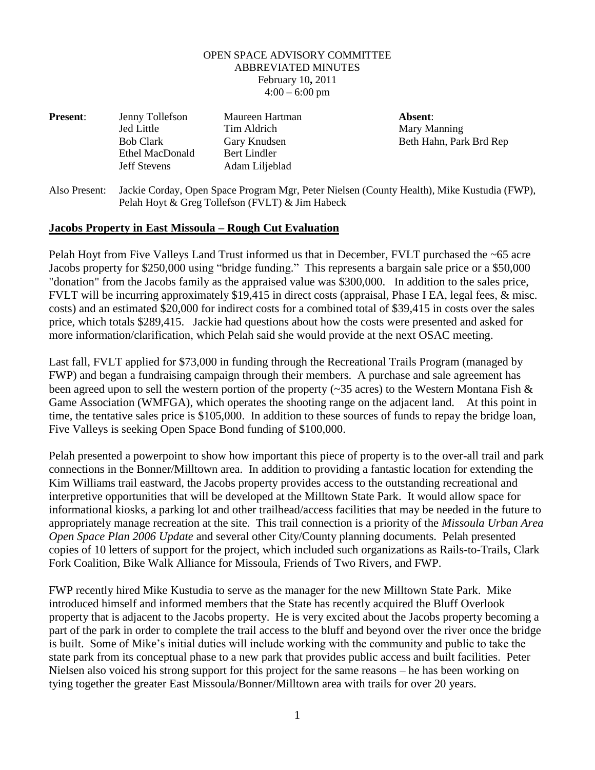OPEN SPACE ADVISORY COMMITTEE
ABBREVIATED MINUTES
February 10**,** 2011
4:00 – 6:00 pm

| **Present**: | | | **Absent**: |
|---|---|---|---|
| | Jenny Tollefson | Maureen Hartman | Mary Manning |
| | Jed Little | Tim Aldrich | Beth Hahn, Park Brd Rep |
| | Bob Clark | Gary Knudsen | |
| | Ethel MacDonald | Bert Lindler | |
| | Jeff Stevens | Adam Liljeblad | |

Also Present: Jackie Corday, Open Space Program Mgr, Peter Nielsen (County Health), Mike Kustudia (FWP), Pelah Hoyt & Greg Tollefson (FVLT) & Jim Habeck

## Jacobs Property in East Missoula – Rough Cut Evaluation

Pelah Hoyt from Five Valleys Land Trust informed us that in December, FVLT purchased the ~65 acre Jacobs property for $250,000 using "bridge funding." This represents a bargain sale price or a $50,000 "donation" from the Jacobs family as the appraised value was $300,000. In addition to the sales price, FVLT will be incurring approximately $19,415 in direct costs (appraisal, Phase I EA, legal fees, & misc. costs) and an estimated $20,000 for indirect costs for a combined total of $39,415 in costs over the sales price, which totals $289,415. Jackie had questions about how the costs were presented and asked for more information/clarification, which Pelah said she would provide at the next OSAC meeting.

Last fall, FVLT applied for $73,000 in funding through the Recreational Trails Program (managed by FWP) and began a fundraising campaign through their members. A purchase and sale agreement has been agreed upon to sell the western portion of the property (~35 acres) to the Western Montana Fish & Game Association (WMFGA), which operates the shooting range on the adjacent land. At this point in time, the tentative sales price is $105,000. In addition to these sources of funds to repay the bridge loan, Five Valleys is seeking Open Space Bond funding of $100,000.

Pelah presented a powerpoint to show how important this piece of property is to the over-all trail and park connections in the Bonner/Milltown area. In addition to providing a fantastic location for extending the Kim Williams trail eastward, the Jacobs property provides access to the outstanding recreational and interpretive opportunities that will be developed at the Milltown State Park. It would allow space for informational kiosks, a parking lot and other trailhead/access facilities that may be needed in the future to appropriately manage recreation at the site. This trail connection is a priority of the *Missoula Urban Area Open Space Plan 2006 Update* and several other City/County planning documents. Pelah presented copies of 10 letters of support for the project, which included such organizations as Rails-to-Trails, Clark Fork Coalition, Bike Walk Alliance for Missoula, Friends of Two Rivers, and FWP.

FWP recently hired Mike Kustudia to serve as the manager for the new Milltown State Park. Mike introduced himself and informed members that the State has recently acquired the Bluff Overlook property that is adjacent to the Jacobs property. He is very excited about the Jacobs property becoming a part of the park in order to complete the trail access to the bluff and beyond over the river once the bridge is built. Some of Mike's initial duties will include working with the community and public to take the state park from its conceptual phase to a new park that provides public access and built facilities. Peter Nielsen also voiced his strong support for this project for the same reasons – he has been working on tying together the greater East Missoula/Bonner/Milltown area with trails for over 20 years.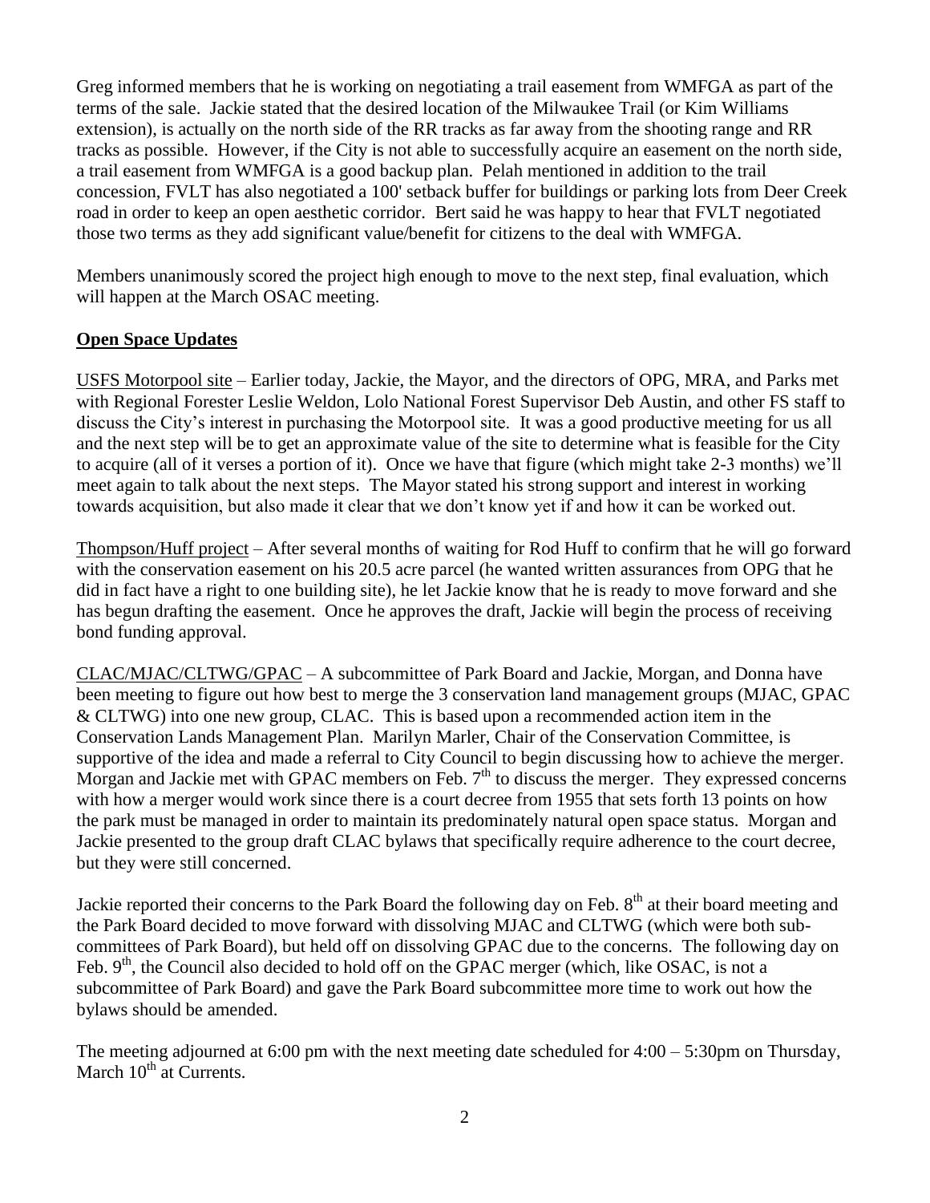Greg informed members that he is working on negotiating a trail easement from WMFGA as part of the terms of the sale. Jackie stated that the desired location of the Milwaukee Trail (or Kim Williams extension), is actually on the north side of the RR tracks as far away from the shooting range and RR tracks as possible. However, if the City is not able to successfully acquire an easement on the north side, a trail easement from WMFGA is a good backup plan. Pelah mentioned in addition to the trail concession, FVLT has also negotiated a 100' setback buffer for buildings or parking lots from Deer Creek road in order to keep an open aesthetic corridor. Bert said he was happy to hear that FVLT negotiated those two terms as they add significant value/benefit for citizens to the deal with WMFGA.

Members unanimously scored the project high enough to move to the next step, final evaluation, which will happen at the March OSAC meeting.

## Open Space Updates

USFS Motorpool site – Earlier today, Jackie, the Mayor, and the directors of OPG, MRA, and Parks met with Regional Forester Leslie Weldon, Lolo National Forest Supervisor Deb Austin, and other FS staff to discuss the City's interest in purchasing the Motorpool site. It was a good productive meeting for us all and the next step will be to get an approximate value of the site to determine what is feasible for the City to acquire (all of it verses a portion of it). Once we have that figure (which might take 2-3 months) we'll meet again to talk about the next steps. The Mayor stated his strong support and interest in working towards acquisition, but also made it clear that we don't know yet if and how it can be worked out.

Thompson/Huff project – After several months of waiting for Rod Huff to confirm that he will go forward with the conservation easement on his 20.5 acre parcel (he wanted written assurances from OPG that he did in fact have a right to one building site), he let Jackie know that he is ready to move forward and she has begun drafting the easement. Once he approves the draft, Jackie will begin the process of receiving bond funding approval.

CLAC/MJAC/CLTWG/GPAC – A subcommittee of Park Board and Jackie, Morgan, and Donna have been meeting to figure out how best to merge the 3 conservation land management groups (MJAC, GPAC & CLTWG) into one new group, CLAC. This is based upon a recommended action item in the Conservation Lands Management Plan. Marilyn Marler, Chair of the Conservation Committee, is supportive of the idea and made a referral to City Council to begin discussing how to achieve the merger. Morgan and Jackie met with GPAC members on Feb. 7th to discuss the merger. They expressed concerns with how a merger would work since there is a court decree from 1955 that sets forth 13 points on how the park must be managed in order to maintain its predominately natural open space status. Morgan and Jackie presented to the group draft CLAC bylaws that specifically require adherence to the court decree, but they were still concerned.

Jackie reported their concerns to the Park Board the following day on Feb. 8th at their board meeting and the Park Board decided to move forward with dissolving MJAC and CLTWG (which were both sub-committees of Park Board), but held off on dissolving GPAC due to the concerns. The following day on Feb. 9th, the Council also decided to hold off on the GPAC merger (which, like OSAC, is not a subcommittee of Park Board) and gave the Park Board subcommittee more time to work out how the bylaws should be amended.

The meeting adjourned at 6:00 pm with the next meeting date scheduled for 4:00 – 5:30pm on Thursday, March 10th at Currents.